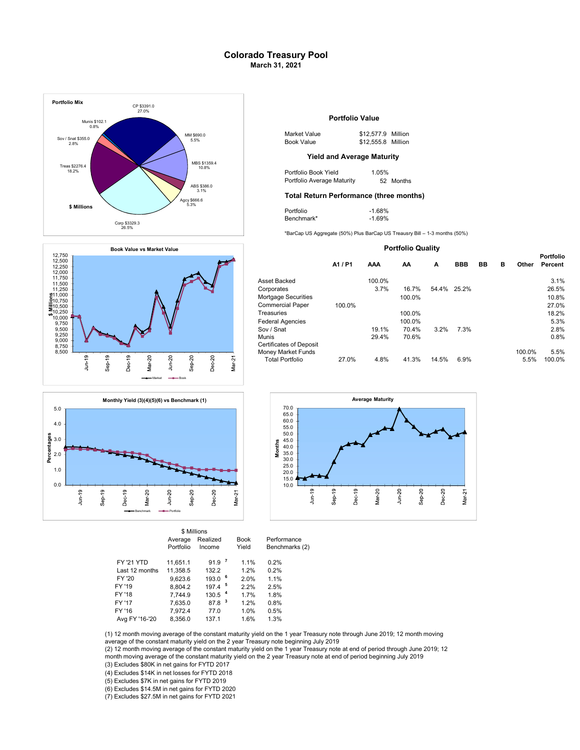# Colorado Treasury Pool

**March 31, 2021**

**Portfolio Mix**

CP $3391.0 27.0%
MM $690.0 5.5%
MBS $1359.4 10.8%
ABS $386.0 3.1%
Agcy $666.6 5.3%
Corp $3329.3 26.5%
Treas $2276.4 18.2%
Sov / Snat $355.0 2.8%
Munis $102.1 0.8%

**$ Millions**

## Portfolio Value

| | | |
|---|---|---|
| Market Value | $12,577.9 | Million |
| Book Value | $12,555.8 | Million |

## Yield and Average Maturity

| | | |
|---|---|---|
| Portfolio Book Yield | 1.05% | |
| Portfolio Average Maturity | 52 | Months |

## Total Return Performance (three months)

| | |
|---|---|
| Portfolio | -1.68% |
| Benchmark* | -1.69% |

*BarCap US Aggregate (50%) Plus BarCap US Treasury Bill – 1-3 months (50%)

## Portfolio Quality

| | A1 / P1 | AAA | AA | A | BBB | BB | B | Other | Portfolio Percent |
|---|---|---|---|---|---|---|---|---|---|
| Asset Backed | | 100.0% | | | | | | | 3.1% |
| Corporates | | 3.7% | 16.7% | 54.4% | 25.2% | | | | 26.5% |
| Mortgage Securities | | | 100.0% | | | | | | 10.8% |
| Commercial Paper | 100.0% | | | | | | | | 27.0% |
| Treasuries | | | 100.0% | | | | | | 18.2% |
| Federal Agencies | | | 100.0% | | | | | | 5.3% |
| Sov / Snat | | 19.1% | 70.4% | 3.2% | 7.3% | | | | 2.8% |
| Munis | | 29.4% | 70.6% | | | | | | 0.8% |
| Certificates of Deposit | | | | | | | | | |
| Money Market Funds | | | | | | | | 100.0% | 5.5% |
| Total Portfolio | 27.0% | 4.8% | 41.3% | 14.5% | 6.9% | | | 5.5% | 100.0% |

**Book Value vs Market Value**

$ Millions (Market, Book), Jun-19 to Mar-21

**Monthly Yield (3)(4)(5)(6) vs Benchmark (1)**

Percentages (Benchmark, Portfolio), Jun-19 to Mar-21

**Average Maturity**

Months, Jun-19 to Mar-21

| | $ Millions Average Portfolio | Realized Income | Book Yield | Performance Benchmarks (2) |
|---|---|---|---|---|
| FY '21 YTD | 11,651.1 | 91.9 [7] | 1.1% | 0.2% |
| Last 12 months | 11,358.5 | 132.2 | 1.2% | 0.2% |
| FY '20 | 9,623.6 | 193.0 [6] | 2.0% | 1.1% |
| FY '19 | 8,804.2 | 197.4 [5] | 2.2% | 2.5% |
| FY '18 | 7,744.9 | 130.5 [4] | 1.7% | 1.8% |
| FY '17 | 7,635.0 | 87.8 [3] | 1.2% | 0.8% |
| FY '16 | 7,972.4 | 77.0 | 1.0% | 0.5% |
| Avg FY '16-'20 | 8,356.0 | 137.1 | 1.6% | 1.3% |

(1) 12 month moving average of the constant maturity yield on the 1 year Treasury note through June 2019; 12 month moving average of the constant maturity yield on the 2 year Treasury note beginning July 2019

(2) 12 month moving average of the constant maturity yield on the 1 year Treasury note at end of period through June 2019; 12 month moving average of the constant maturity yield on the 2 year Treasury note at end of period beginning July 2019

(3) Excludes $80K in net gains for FYTD 2017

(4) Excludes $14K in net losses for FYTD 2018

(5) Excludes $7K in net gains for FYTD 2019

(6) Excludes $14.5M in net gains for FYTD 2020

(7) Excludes $27.5M in net gains for FYTD 2021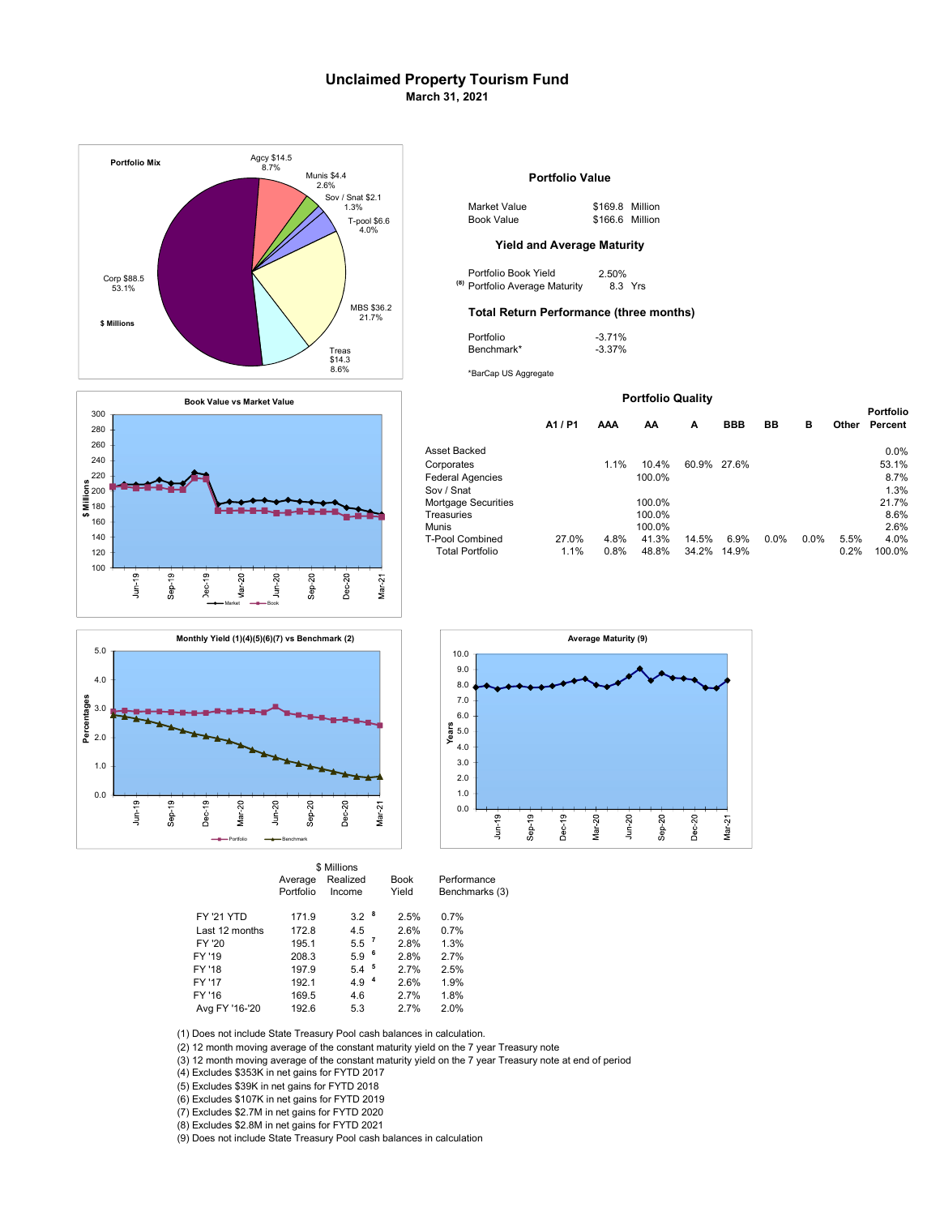# Unclaimed Property Tourism Fund

**March 31, 2021**

**Portfolio Mix**

Agcy $14.5
8.7%

Munis $4.4
2.6%

Sov / Snat $2.1
1.3%

T-pool $6.6
4.0%

MBS $36.2
21.7%

Treas
$14.3
8.6%

Corp $88.5
53.1%

**$ Millions**

### Portfolio Value

| | |
|---|---|
| Market Value | $169.8 Million |
| Book Value | $166.6 Million |

### Yield and Average Maturity

| | |
|---|---|
| Portfolio Book Yield | 2.50% |
| (9) Portfolio Average Maturity | 8.3 Yrs |

### Total Return Performance (three months)

| | |
|---|---|
| Portfolio | -3.71% |
| Benchmark* | -3.37% |

*BarCap US Aggregate

**Book Value vs Market Value**

300
280
260
240
220
200
180
160
140
120
100

$ Millions

Jun-19 Sep-19 Dec-19 Mar-20 Jun-20 Sep-20 Dec-20 Mar-21

Market Book

### Portfolio Quality

| | A1 / P1 | AAA | AA | A | BBB | BB | B | Other | Portfolio Percent |
|---|---|---|---|---|---|---|---|---|---|
| Asset Backed | | | | | | | | | 0.0% |
| Corporates | | 1.1% | 10.4% | 60.9% | 27.6% | | | | 53.1% |
| Federal Agencies | | | 100.0% | | | | | | 8.7% |
| Sov / Snat | | | | | | | | | 1.3% |
| Mortgage Securities | | | 100.0% | | | | | | 21.7% |
| Treasuries | | | 100.0% | | | | | | 8.6% |
| Munis | | | 100.0% | | | | | | 2.6% |
| T-Pool Combined | 27.0% | 4.8% | 41.3% | 14.5% | 6.9% | 0.0% | 0.0% | 5.5% | 4.0% |
| Total Portfolio | 1.1% | 0.8% | 48.8% | 34.2% | 14.9% | | | 0.2% | 100.0% |

**Monthly Yield (1)(4)(5)(6)(7) vs Benchmark (2)**

5.0
4.0
3.0
2.0
1.0
0.0

Percentages

Jun-19 Sep-19 Dec-19 Mar-20 Jun-20 Sep-20 Dec-20 Mar-21

Portfolio Benchmark

**Average Maturity (9)**

10.0
9.0
8.0
7.0
6.0
5.0
4.0
3.0
2.0
1.0
0.0

Years

Jun-19 Sep-19 Dec-19 Mar-20 Jun-20 Sep-20 Dec-20 Mar-21

| | $ Millions Average Portfolio | Realized Income | Book Yield | Performance Benchmarks (3) |
|---|---|---|---|---|
| FY '21 YTD | 171.9 | 3.2 [8] | 2.5% | 0.7% |
| Last 12 months | 172.8 | 4.5 | 2.6% | 0.7% |
| FY '20 | 195.1 | 5.5 [7] | 2.8% | 1.3% |
| FY '19 | 208.3 | 5.9 [6] | 2.8% | 2.7% |
| FY '18 | 197.9 | 5.4 [5] | 2.7% | 2.5% |
| FY '17 | 192.1 | 4.9 [4] | 2.6% | 1.9% |
| FY '16 | 169.5 | 4.6 | 2.7% | 1.8% |
| Avg FY '16-'20 | 192.6 | 5.3 | 2.7% | 2.0% |

(1) Does not include State Treasury Pool cash balances in calculation.
(2) 12 month moving average of the constant maturity yield on the 7 year Treasury note
(3) 12 month moving average of the constant maturity yield on the 7 year Treasury note at end of period
(4) Excludes $353K in net gains for FYTD 2017
(5) Excludes $39K in net gains for FYTD 2018
(6) Excludes $107K in net gains for FYTD 2019
(7) Excludes $2.7M in net gains for FYTD 2020
(8) Excludes $2.8M in net gains for FYTD 2021
(9) Does not include State Treasury Pool cash balances in calculation